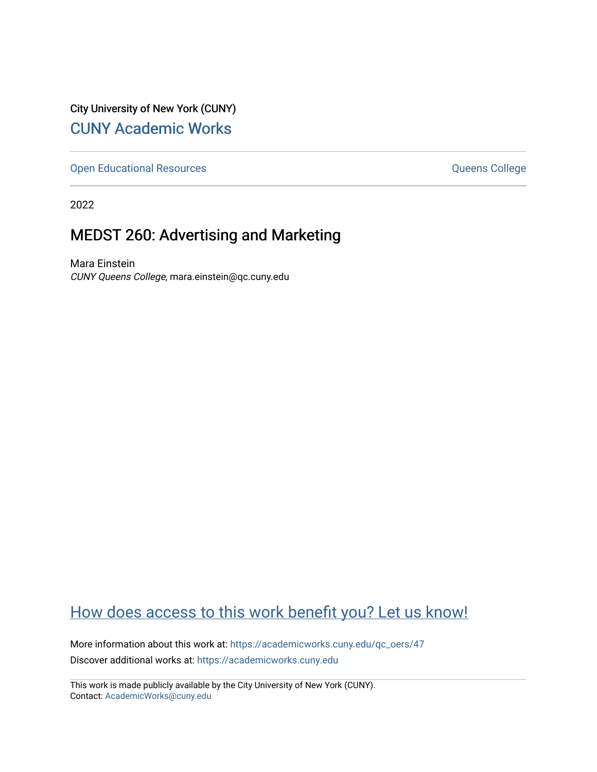City University of New York (CUNY)

CUNY Academic Works

Open Educational Resources | Queens College

2022

# MEDST 260: Advertising and Marketing

Mara Einstein
*CUNY Queens College*, mara.einstein@qc.cuny.edu

How does access to this work benefit you? Let us know!

More information about this work at: https://academicworks.cuny.edu/qc_oers/47

Discover additional works at: https://academicworks.cuny.edu

This work is made publicly available by the City University of New York (CUNY).
Contact: AcademicWorks@cuny.edu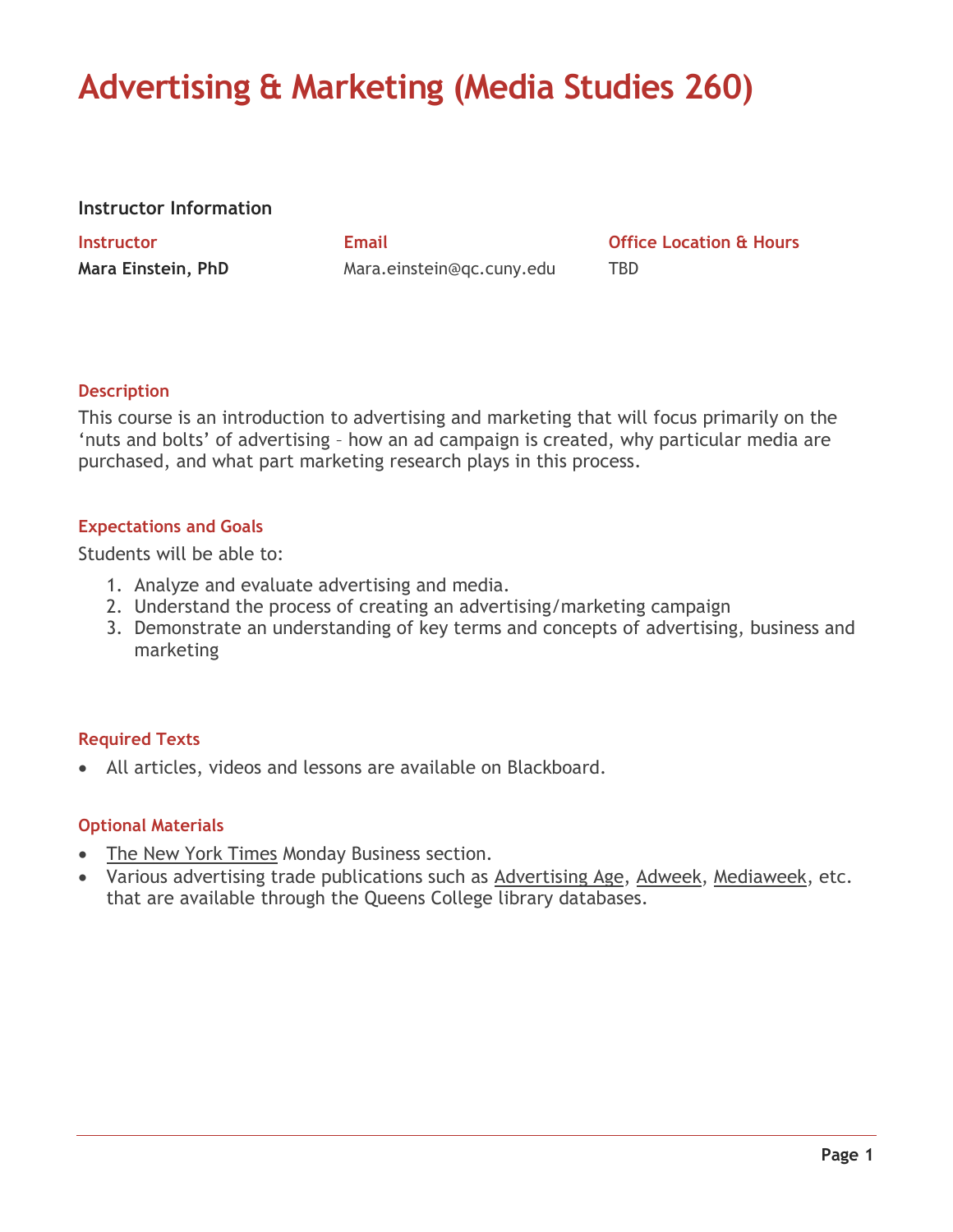# Advertising & Marketing (Media Studies 260)

## Instructor Information

| Instructor | Email | Office Location & Hours |
| --- | --- | --- |
| **Mara Einstein, PhD** | Mara.einstein@qc.cuny.edu | TBD |

### Description

This course is an introduction to advertising and marketing that will focus primarily on the 'nuts and bolts' of advertising – how an ad campaign is created, why particular media are purchased, and what part marketing research plays in this process.

### Expectations and Goals

Students will be able to:

1. Analyze and evaluate advertising and media.
2. Understand the process of creating an advertising/marketing campaign
3. Demonstrate an understanding of key terms and concepts of advertising, business and marketing

### Required Texts

- All articles, videos and lessons are available on Blackboard.

### Optional Materials

- The New York Times Monday Business section.
- Various advertising trade publications such as Advertising Age, Adweek, Mediaweek, etc. that are available through the Queens College library databases.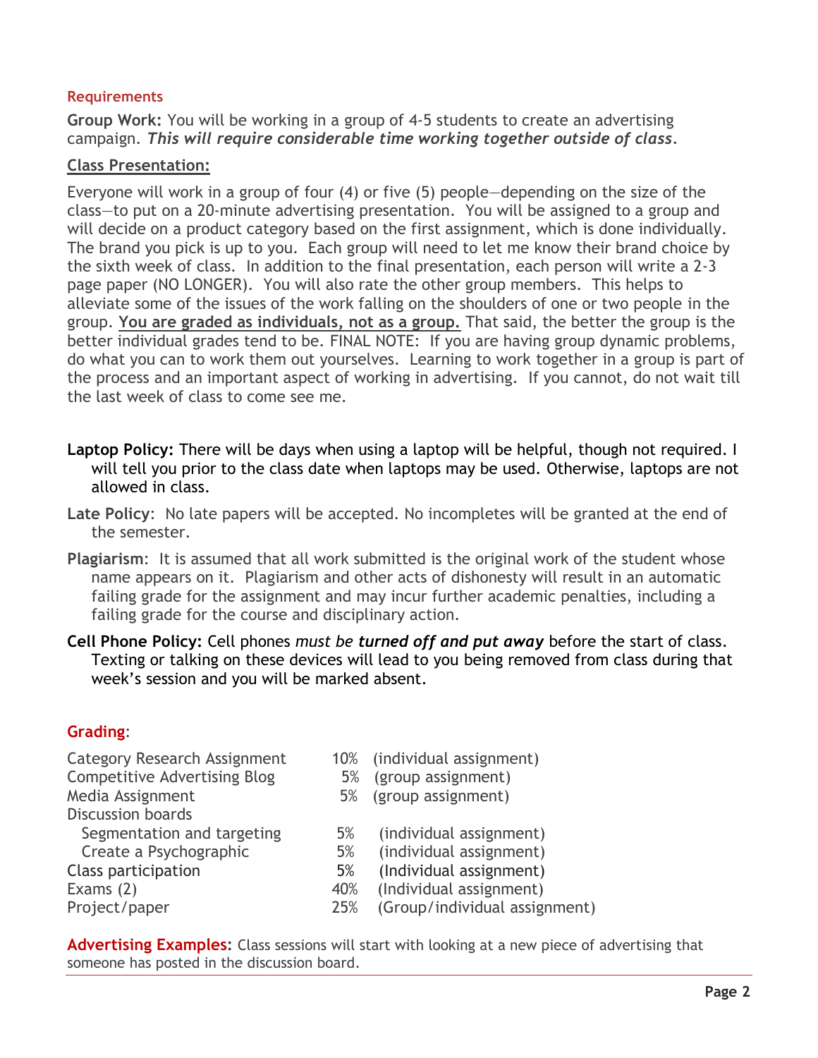## Requirements

**Group Work:** You will be working in a group of 4-5 students to create an advertising campaign. ***This will require considerable time working together outside of class.***

### Class Presentation:

Everyone will work in a group of four (4) or five (5) people—depending on the size of the class—to put on a 20-minute advertising presentation. You will be assigned to a group and will decide on a product category based on the first assignment, which is done individually. The brand you pick is up to you. Each group will need to let me know their brand choice by the sixth week of class. In addition to the final presentation, each person will write a 2-3 page paper (NO LONGER). You will also rate the other group members. This helps to alleviate some of the issues of the work falling on the shoulders of one or two people in the group. **You are graded as individuals, not as a group.** That said, the better the group is the better individual grades tend to be. FINAL NOTE: If you are having group dynamic problems, do what you can to work them out yourselves. Learning to work together in a group is part of the process and an important aspect of working in advertising. If you cannot, do not wait till the last week of class to come see me.

**Laptop Policy:** There will be days when using a laptop will be helpful, though not required. I will tell you prior to the class date when laptops may be used. Otherwise, laptops are not allowed in class.

**Late Policy**: No late papers will be accepted. No incompletes will be granted at the end of the semester.

**Plagiarism**: It is assumed that all work submitted is the original work of the student whose name appears on it. Plagiarism and other acts of dishonesty will result in an automatic failing grade for the assignment and may incur further academic penalties, including a failing grade for the course and disciplinary action.

**Cell Phone Policy:** Cell phones *must be* ***turned off and put away*** before the start of class. Texting or talking on these devices will lead to you being removed from class during that week's session and you will be marked absent.

## Grading:

| | | |
|---|---|---|
| Category Research Assignment | 10% | (individual assignment) |
| Competitive Advertising Blog | 5% | (group assignment) |
| Media Assignment | 5% | (group assignment) |
| Discussion boards | | |
| Segmentation and targeting | 5% | (individual assignment) |
| Create a Psychographic | 5% | (individual assignment) |
| Class participation | 5% | (Individual assignment) |
| Exams (2) | 40% | (Individual assignment) |
| Project/paper | 25% | (Group/individual assignment) |

**Advertising Examples:** Class sessions will start with looking at a new piece of advertising that someone has posted in the discussion board.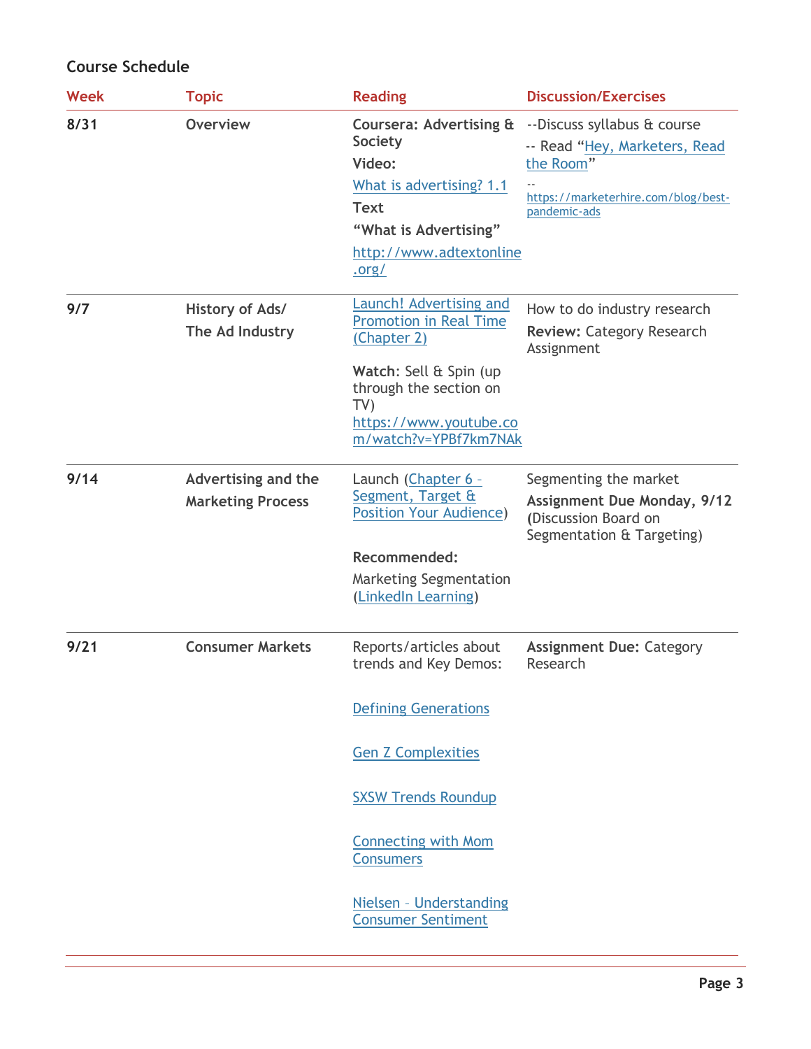### Course Schedule

| Week | Topic | Reading | Discussion/Exercises |
|---|---|---|---|
| **8/31** | **Overview** | **Coursera: Advertising & Society**<br>**Video:**<br>What is advertising? 1.1<br>**Text**<br>**"What is Advertising"**<br>http://www.adtextonline.org/ | --Discuss syllabus & course<br>-- Read "Hey, Marketers, Read the Room"<br>-- https://marketerhire.com/blog/best-pandemic-ads |
| **9/7** | **History of Ads/ The Ad Industry** | Launch! Advertising and Promotion in Real Time (Chapter 2)<br><br>**Watch**: Sell & Spin (up through the section on TV) https://www.youtube.com/watch?v=YPBf7km7NAk | How to do industry research<br>**Review:** Category Research Assignment |
| **9/14** | **Advertising and the Marketing Process** | Launch (Chapter 6 – Segment, Target & Position Your Audience)<br><br>**Recommended:**<br>Marketing Segmentation (LinkedIn Learning) | Segmenting the market<br>**Assignment Due Monday, 9/12** (Discussion Board on Segmentation & Targeting) |
| **9/21** | **Consumer Markets** | Reports/articles about trends and Key Demos:<br><br>Defining Generations<br><br>Gen Z Complexities<br><br>SXSW Trends Roundup<br><br>Connecting with Mom Consumers<br><br>Nielsen – Understanding Consumer Sentiment | **Assignment Due:** Category Research |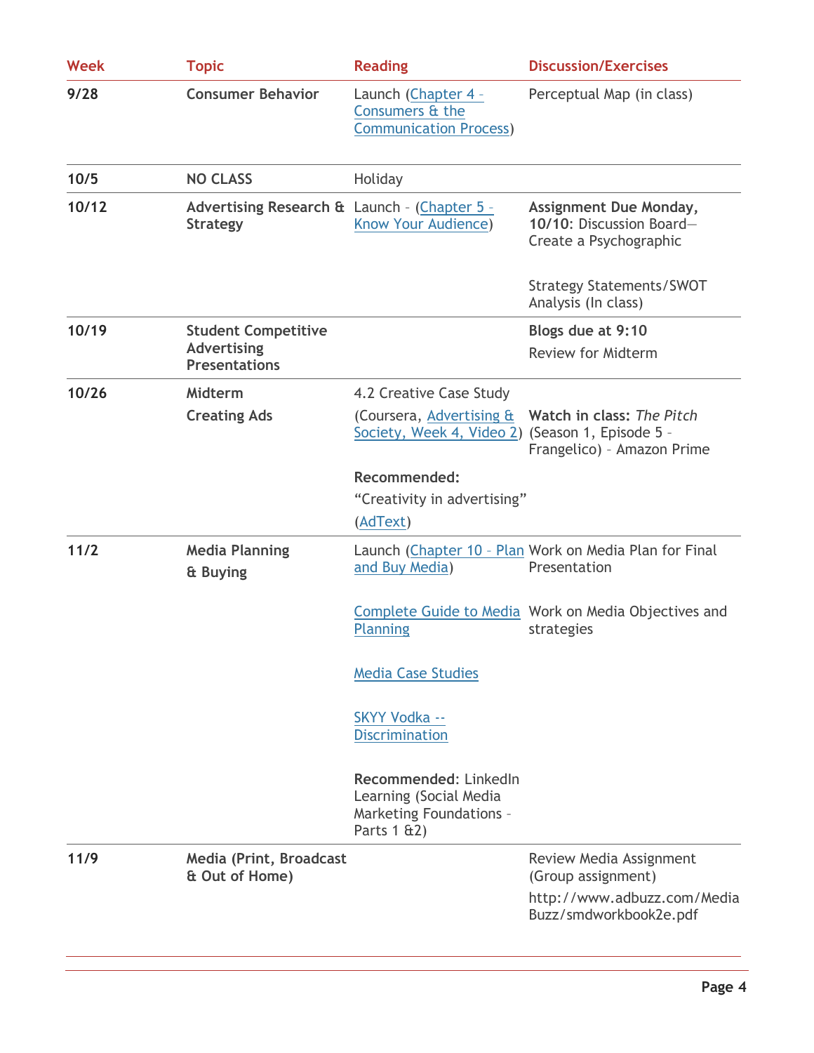| Week | Topic | Reading | Discussion/Exercises |
|---|---|---|---|
| 9/28 | **Consumer Behavior** | Launch (Chapter 4 – Consumers & the Communication Process) | Perceptual Map (in class) |
| 10/5 | **NO CLASS** | Holiday | |
| 10/12 | **Advertising Research & Strategy** | Launch – (Chapter 5 - Know Your Audience) | **Assignment Due Monday, 10/10**: Discussion Board—Create a Psychographic<br><br>Strategy Statements/SWOT Analysis (In class) |
| 10/19 | **Student Competitive Advertising Presentations** | | **Blogs due at 9:10**<br>Review for Midterm |
| 10/26 | **Midterm**<br>**Creating Ads** | 4.2 Creative Case Study<br>(Coursera, Advertising & Society, Week 4, Video 2)<br><br>**Recommended:**<br>"Creativity in advertising"<br>(AdText) | **Watch in class:** *The Pitch* (Season 1, Episode 5 – Frangelico) – Amazon Prime |
| 11/2 | **Media Planning & Buying** | Launch (Chapter 10 – Plan and Buy Media)<br><br>Complete Guide to Media Planning<br><br>Media Case Studies<br><br>SKYY Vodka -- Discrimination<br><br>**Recommended**: LinkedIn Learning (Social Media Marketing Foundations - Parts 1 &2) | Work on Media Plan for Final Presentation<br><br>Work on Media Objectives and strategies |
| 11/9 | **Media (Print, Broadcast & Out of Home)** | | Review Media Assignment (Group assignment)<br>http://www.adbuzz.com/MediaBuzz/smdworkbook2e.pdf |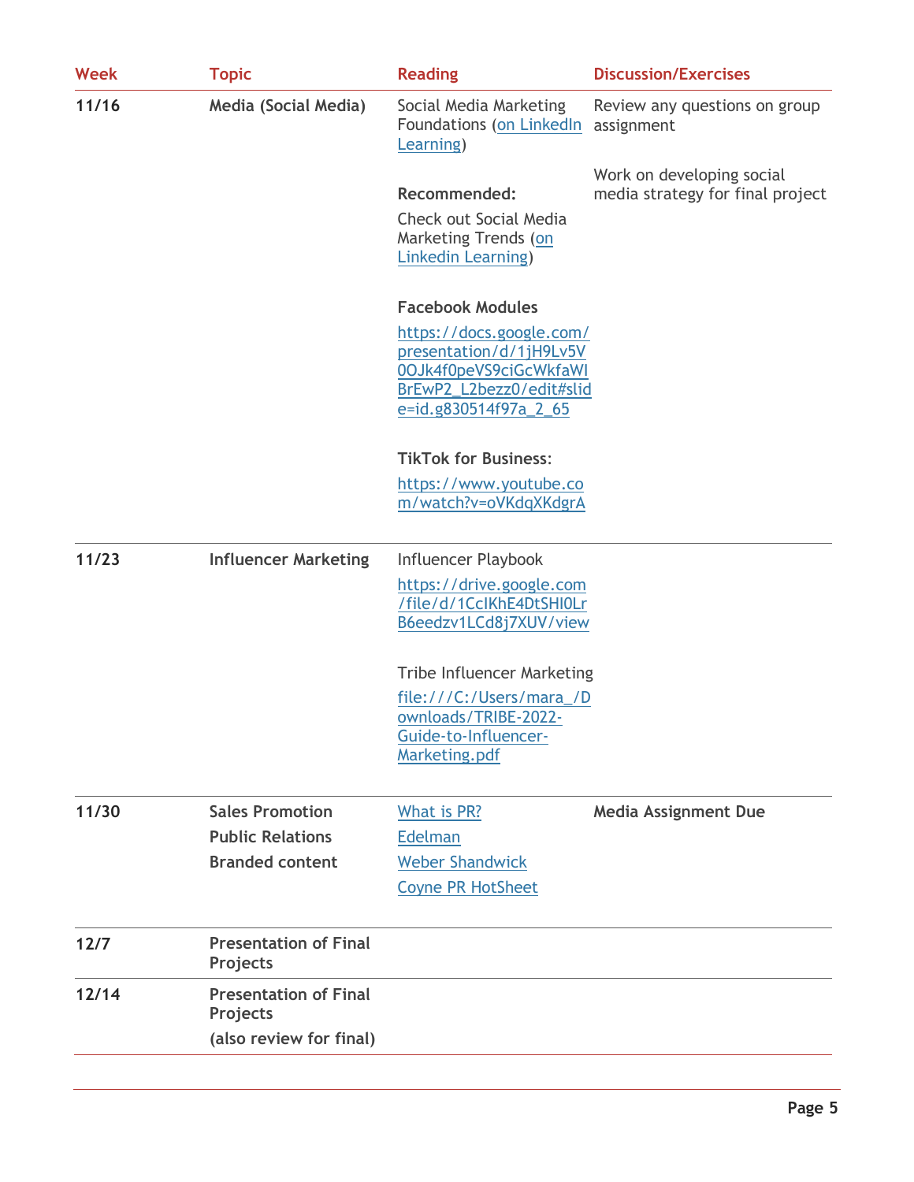| Week | Topic | Reading | Discussion/Exercises |
|---|---|---|---|
| **11/16** | **Media (Social Media)** | Social Media Marketing Foundations (on LinkedIn Learning)<br><br>**Recommended:**<br>Check out Social Media Marketing Trends (on Linkedin Learning)<br><br>**Facebook Modules**<br>https://docs.google.com/presentation/d/1jH9Lv5V0OJk4f0peVS9ciGcWkfaWIBrEwP2_L2bezz0/edit#slide=id.g830514f97a_2_65<br><br>**TikTok for Business:**<br>https://www.youtube.com/watch?v=oVKdqXKdgrA | Review any questions on group assignment<br><br>Work on developing social media strategy for final project |
| **11/23** | **Influencer Marketing** | Influencer Playbook<br>https://drive.google.com/file/d/1CcIKhE4DtSHI0LrB6eedzv1LCd8j7XUV/view<br><br>Tribe Influencer Marketing<br>file:///C:/Users/mara_/Downloads/TRIBE-2022-Guide-to-Influencer-Marketing.pdf | |
| **11/30** | **Sales Promotion**<br>**Public Relations**<br>**Branded content** | What is PR?<br>Edelman<br>Weber Shandwick<br>Coyne PR HotSheet | **Media Assignment Due** |
| **12/7** | **Presentation of Final Projects** | | |
| **12/14** | **Presentation of Final Projects**<br>**(also review for final)** | | |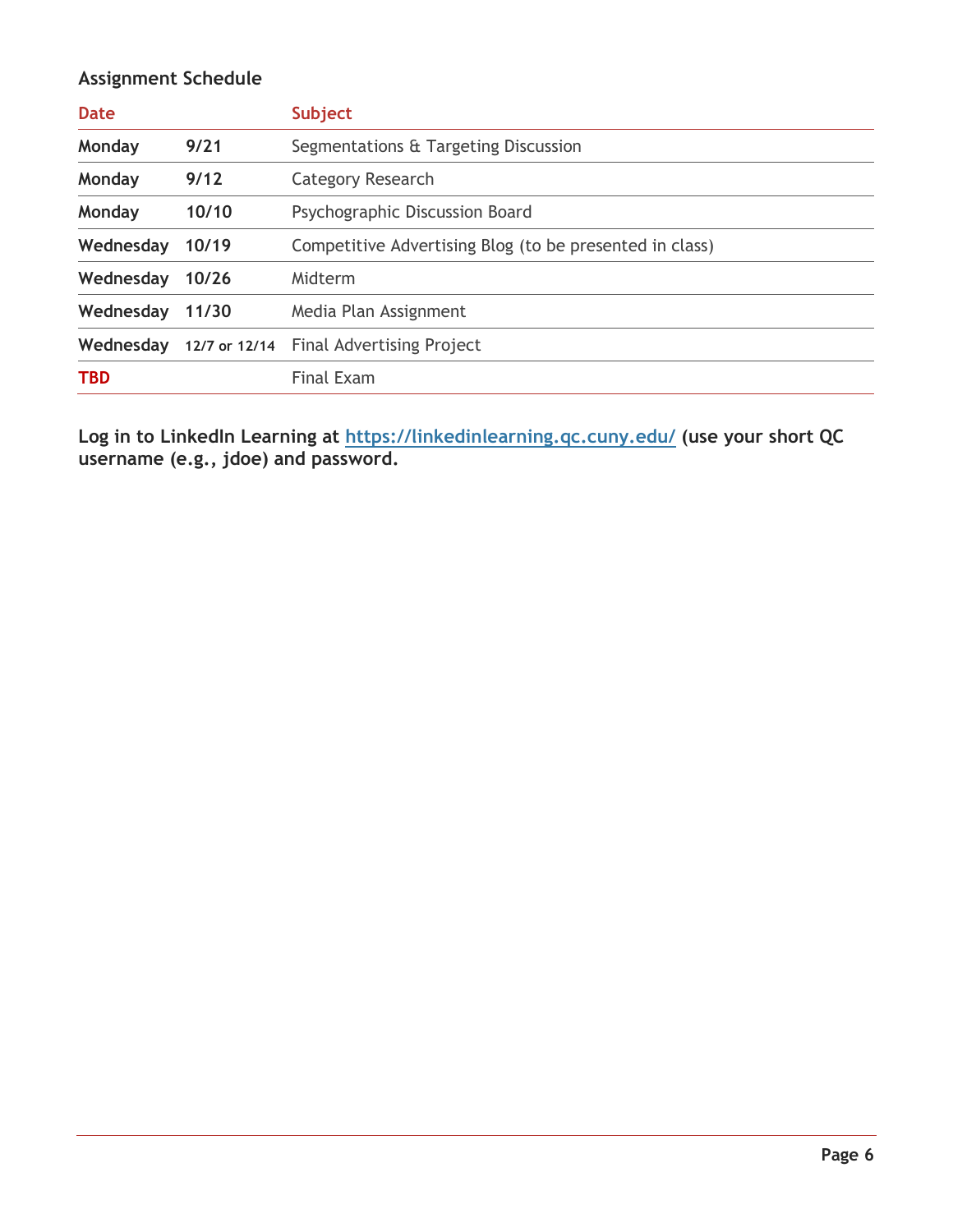### Assignment Schedule

| Date | | Subject |
|---|---|---|
| **Monday** | **9/21** | Segmentations & Targeting Discussion |
| **Monday** | **9/12** | Category Research |
| **Monday** | **10/10** | Psychographic Discussion Board |
| **Wednesday** | **10/19** | Competitive Advertising Blog (to be presented in class) |
| **Wednesday** | **10/26** | Midterm |
| **Wednesday** | **11/30** | Media Plan Assignment |
| **Wednesday** | **12/7 or 12/14** | Final Advertising Project |
| **TBD** | | Final Exam |

**Log in to LinkedIn Learning at https://linkedinlearning.qc.cuny.edu/ (use your short QC username (e.g., jdoe) and password.**